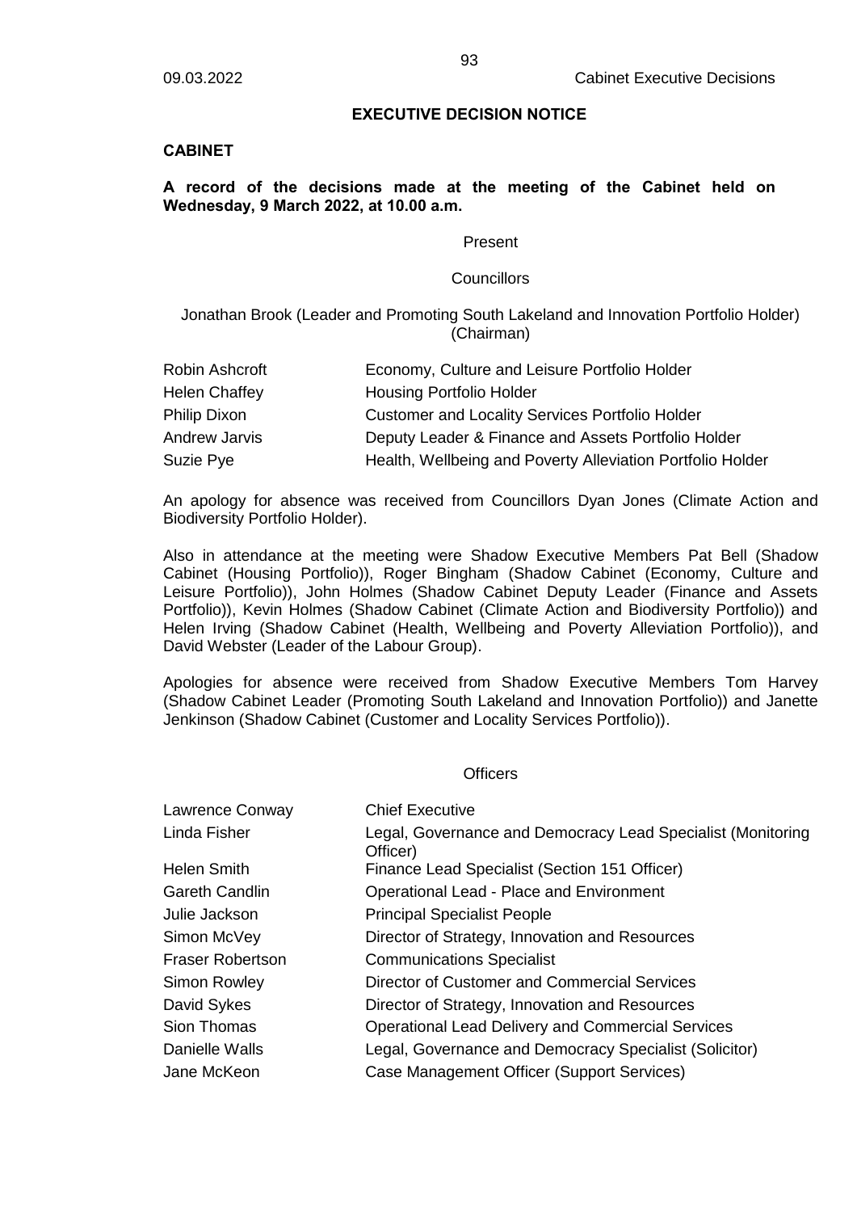## EXECUTIVE DECISION NOTICE

### CABINET

**A record of the decisions made at the meeting of the Cabinet held on Wednesday, 9 March 2022, at 10.00 a.m.**

Present

Councillors

Jonathan Brook (Leader and Promoting South Lakeland and Innovation Portfolio Holder) (Chairman)

| | |
|---|---|
| Robin Ashcroft | Economy, Culture and Leisure Portfolio Holder |
| Helen Chaffey | Housing Portfolio Holder |
| Philip Dixon | Customer and Locality Services Portfolio Holder |
| Andrew Jarvis | Deputy Leader & Finance and Assets Portfolio Holder |
| Suzie Pye | Health, Wellbeing and Poverty Alleviation Portfolio Holder |

An apology for absence was received from Councillors Dyan Jones (Climate Action and Biodiversity Portfolio Holder).

Also in attendance at the meeting were Shadow Executive Members Pat Bell (Shadow Cabinet (Housing Portfolio)), Roger Bingham (Shadow Cabinet (Economy, Culture and Leisure Portfolio)), John Holmes (Shadow Cabinet Deputy Leader (Finance and Assets Portfolio)), Kevin Holmes (Shadow Cabinet (Climate Action and Biodiversity Portfolio)) and Helen Irving (Shadow Cabinet (Health, Wellbeing and Poverty Alleviation Portfolio)), and David Webster (Leader of the Labour Group).

Apologies for absence were received from Shadow Executive Members Tom Harvey (Shadow Cabinet Leader (Promoting South Lakeland and Innovation Portfolio)) and Janette Jenkinson (Shadow Cabinet (Customer and Locality Services Portfolio)).

Officers

| | |
|---|---|
| Lawrence Conway | Chief Executive |
| Linda Fisher | Legal, Governance and Democracy Lead Specialist (Monitoring Officer) |
| Helen Smith | Finance Lead Specialist (Section 151 Officer) |
| Gareth Candlin | Operational Lead - Place and Environment |
| Julie Jackson | Principal Specialist People |
| Simon McVey | Director of Strategy, Innovation and Resources |
| Fraser Robertson | Communications Specialist |
| Simon Rowley | Director of Customer and Commercial Services |
| David Sykes | Director of Strategy, Innovation and Resources |
| Sion Thomas | Operational Lead Delivery and Commercial Services |
| Danielle Walls | Legal, Governance and Democracy Specialist (Solicitor) |
| Jane McKeon | Case Management Officer (Support Services) |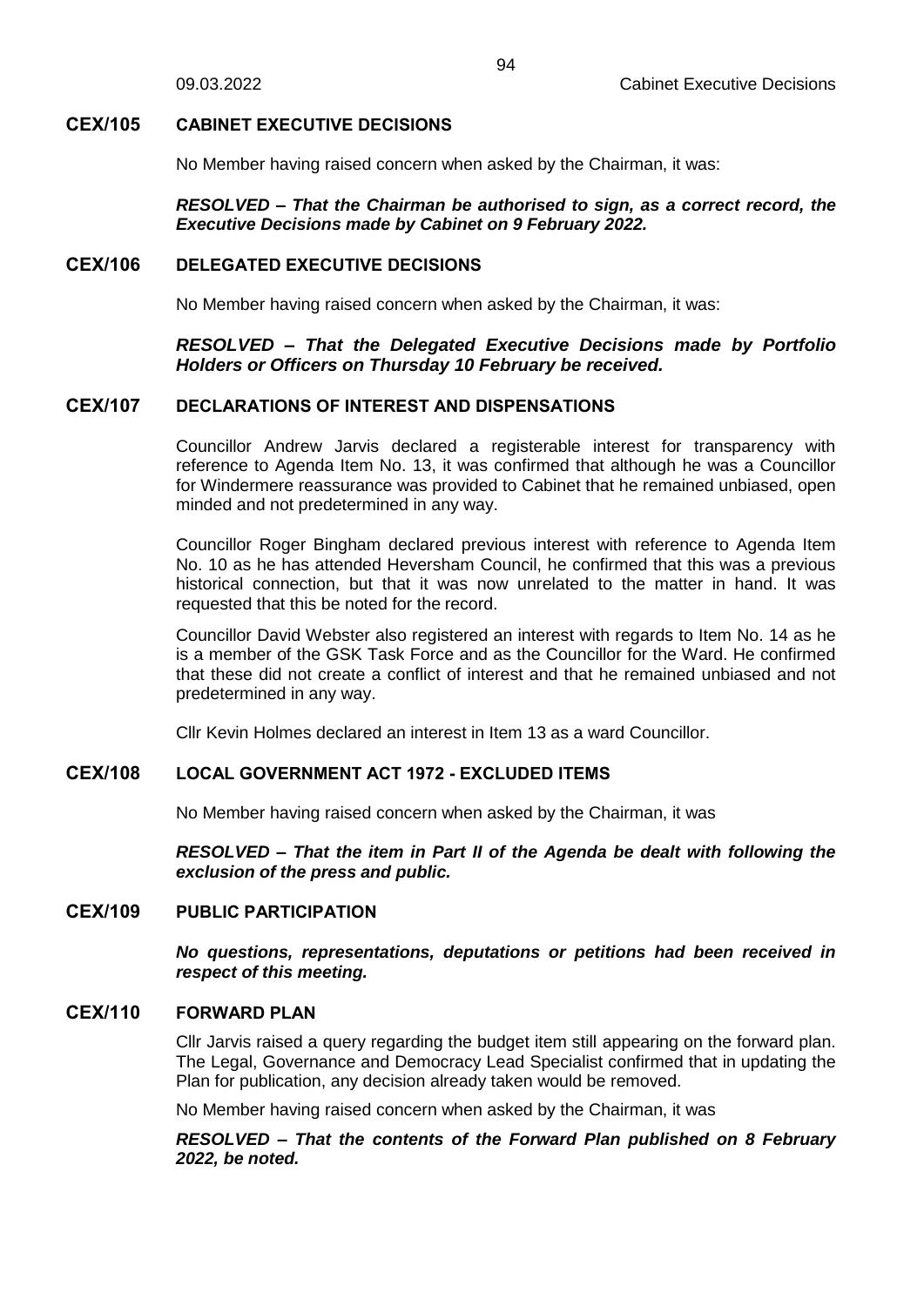## CEX/105 CABINET EXECUTIVE DECISIONS

No Member having raised concern when asked by the Chairman, it was:

***RESOLVED – That the Chairman be authorised to sign, as a correct record, the Executive Decisions made by Cabinet on 9 February 2022.***

## CEX/106 DELEGATED EXECUTIVE DECISIONS

No Member having raised concern when asked by the Chairman, it was:

***RESOLVED – That the Delegated Executive Decisions made by Portfolio Holders or Officers on Thursday 10 February be received.***

## CEX/107 DECLARATIONS OF INTEREST AND DISPENSATIONS

Councillor Andrew Jarvis declared a registerable interest for transparency with reference to Agenda Item No. 13, it was confirmed that although he was a Councillor for Windermere reassurance was provided to Cabinet that he remained unbiased, open minded and not predetermined in any way.

Councillor Roger Bingham declared previous interest with reference to Agenda Item No. 10 as he has attended Heversham Council, he confirmed that this was a previous historical connection, but that it was now unrelated to the matter in hand. It was requested that this be noted for the record.

Councillor David Webster also registered an interest with regards to Item No. 14 as he is a member of the GSK Task Force and as the Councillor for the Ward. He confirmed that these did not create a conflict of interest and that he remained unbiased and not predetermined in any way.

Cllr Kevin Holmes declared an interest in Item 13 as a ward Councillor.

## CEX/108 LOCAL GOVERNMENT ACT 1972 - EXCLUDED ITEMS

No Member having raised concern when asked by the Chairman, it was

***RESOLVED – That the item in Part II of the Agenda be dealt with following the exclusion of the press and public.***

## CEX/109 PUBLIC PARTICIPATION

***No questions, representations, deputations or petitions had been received in respect of this meeting.***

## CEX/110 FORWARD PLAN

Cllr Jarvis raised a query regarding the budget item still appearing on the forward plan. The Legal, Governance and Democracy Lead Specialist confirmed that in updating the Plan for publication, any decision already taken would be removed.

No Member having raised concern when asked by the Chairman, it was

***RESOLVED – That the contents of the Forward Plan published on 8 February 2022, be noted.***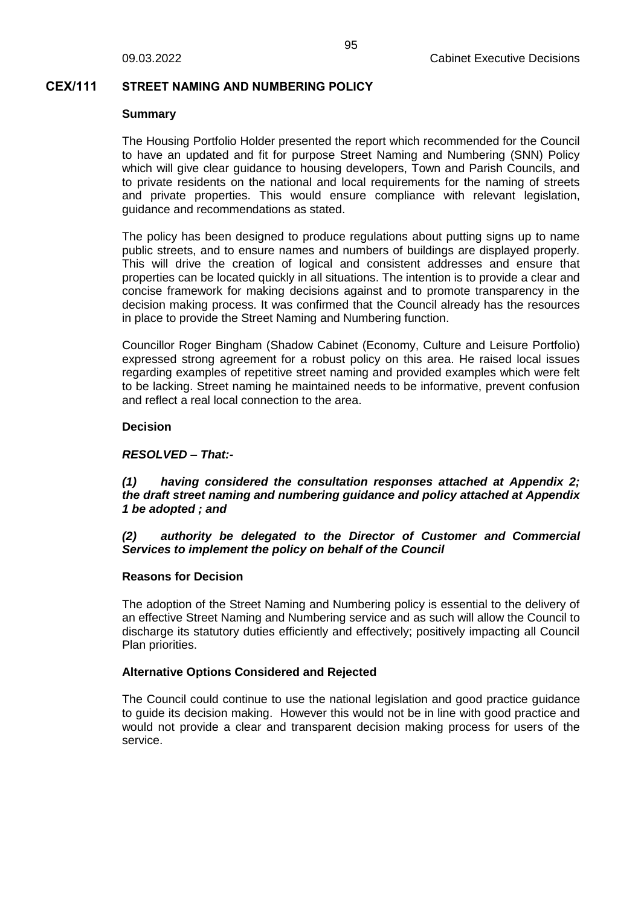## CEX/111 STREET NAMING AND NUMBERING POLICY

**Summary**

The Housing Portfolio Holder presented the report which recommended for the Council to have an updated and fit for purpose Street Naming and Numbering (SNN) Policy which will give clear guidance to housing developers, Town and Parish Councils, and to private residents on the national and local requirements for the naming of streets and private properties. This would ensure compliance with relevant legislation, guidance and recommendations as stated.

The policy has been designed to produce regulations about putting signs up to name public streets, and to ensure names and numbers of buildings are displayed properly. This will drive the creation of logical and consistent addresses and ensure that properties can be located quickly in all situations. The intention is to provide a clear and concise framework for making decisions against and to promote transparency in the decision making process. It was confirmed that the Council already has the resources in place to provide the Street Naming and Numbering function.

Councillor Roger Bingham (Shadow Cabinet (Economy, Culture and Leisure Portfolio) expressed strong agreement for a robust policy on this area. He raised local issues regarding examples of repetitive street naming and provided examples which were felt to be lacking. Street naming he maintained needs to be informative, prevent confusion and reflect a real local connection to the area.

**Decision**

***RESOLVED – That:-***

***(1) having considered the consultation responses attached at Appendix 2; the draft street naming and numbering guidance and policy attached at Appendix 1 be adopted ; and***

***(2) authority be delegated to the Director of Customer and Commercial Services to implement the policy on behalf of the Council***

**Reasons for Decision**

The adoption of the Street Naming and Numbering policy is essential to the delivery of an effective Street Naming and Numbering service and as such will allow the Council to discharge its statutory duties efficiently and effectively; positively impacting all Council Plan priorities.

**Alternative Options Considered and Rejected**

The Council could continue to use the national legislation and good practice guidance to guide its decision making. However this would not be in line with good practice and would not provide a clear and transparent decision making process for users of the service.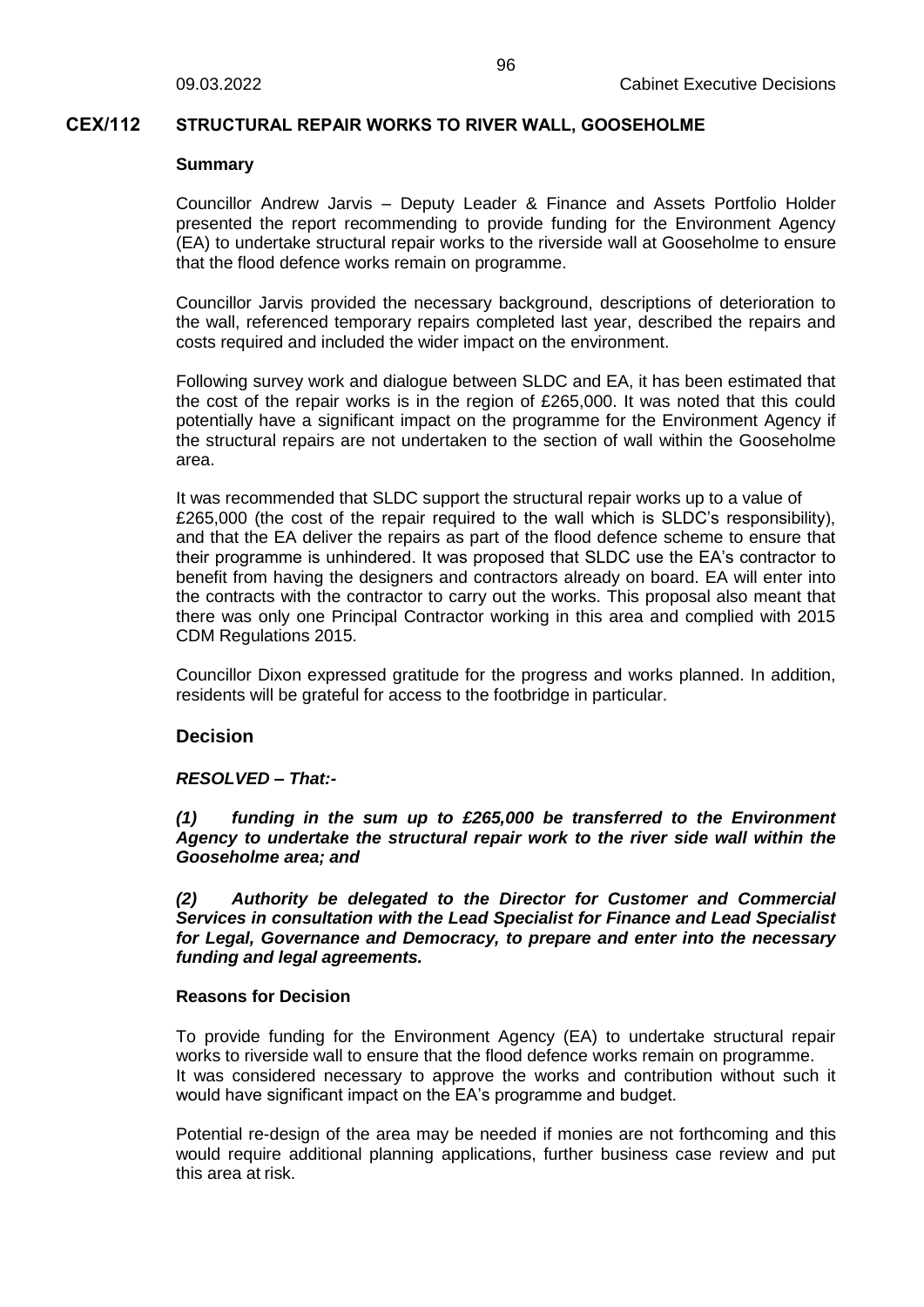## CEX/112 STRUCTURAL REPAIR WORKS TO RIVER WALL, GOOSEHOLME

### Summary

Councillor Andrew Jarvis – Deputy Leader & Finance and Assets Portfolio Holder presented the report recommending to provide funding for the Environment Agency (EA) to undertake structural repair works to the riverside wall at Gooseholme to ensure that the flood defence works remain on programme.

Councillor Jarvis provided the necessary background, descriptions of deterioration to the wall, referenced temporary repairs completed last year, described the repairs and costs required and included the wider impact on the environment.

Following survey work and dialogue between SLDC and EA, it has been estimated that the cost of the repair works is in the region of £265,000. It was noted that this could potentially have a significant impact on the programme for the Environment Agency if the structural repairs are not undertaken to the section of wall within the Gooseholme area.

It was recommended that SLDC support the structural repair works up to a value of £265,000 (the cost of the repair required to the wall which is SLDC's responsibility), and that the EA deliver the repairs as part of the flood defence scheme to ensure that their programme is unhindered. It was proposed that SLDC use the EA's contractor to benefit from having the designers and contractors already on board. EA will enter into the contracts with the contractor to carry out the works. This proposal also meant that there was only one Principal Contractor working in this area and complied with 2015 CDM Regulations 2015.

Councillor Dixon expressed gratitude for the progress and works planned. In addition, residents will be grateful for access to the footbridge in particular.

### Decision

***RESOLVED – That:-***

***(1) funding in the sum up to £265,000 be transferred to the Environment Agency to undertake the structural repair work to the river side wall within the Gooseholme area; and***

***(2) Authority be delegated to the Director for Customer and Commercial Services in consultation with the Lead Specialist for Finance and Lead Specialist for Legal, Governance and Democracy, to prepare and enter into the necessary funding and legal agreements.***

### Reasons for Decision

To provide funding for the Environment Agency (EA) to undertake structural repair works to riverside wall to ensure that the flood defence works remain on programme. It was considered necessary to approve the works and contribution without such it would have significant impact on the EA's programme and budget.

Potential re-design of the area may be needed if monies are not forthcoming and this would require additional planning applications, further business case review and put this area at risk.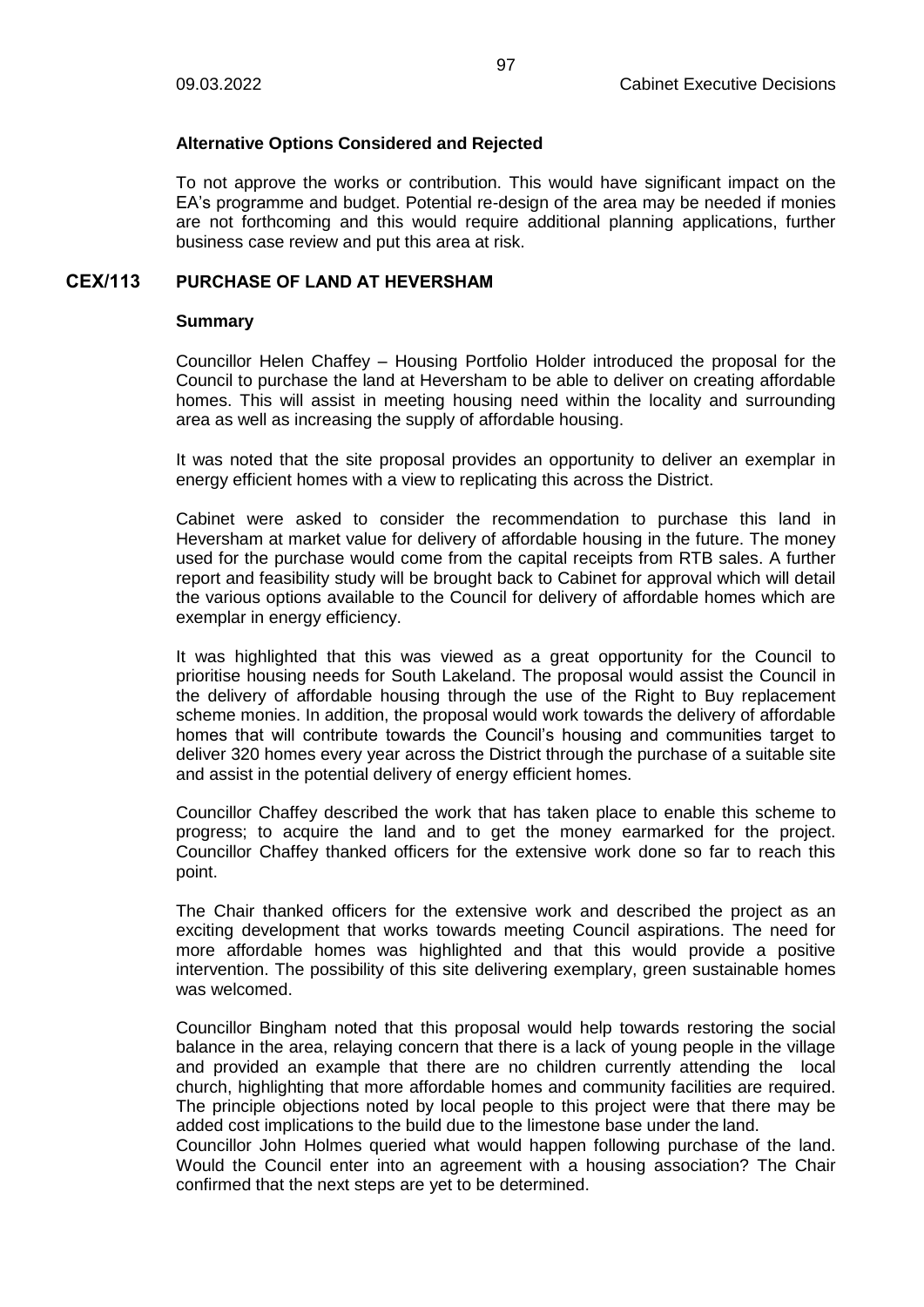### Alternative Options Considered and Rejected

To not approve the works or contribution. This would have significant impact on the EA's programme and budget. Potential re-design of the area may be needed if monies are not forthcoming and this would require additional planning applications, further business case review and put this area at risk.

## CEX/113 PURCHASE OF LAND AT HEVERSHAM

### Summary

Councillor Helen Chaffey – Housing Portfolio Holder introduced the proposal for the Council to purchase the land at Heversham to be able to deliver on creating affordable homes. This will assist in meeting housing need within the locality and surrounding area as well as increasing the supply of affordable housing.

It was noted that the site proposal provides an opportunity to deliver an exemplar in energy efficient homes with a view to replicating this across the District.

Cabinet were asked to consider the recommendation to purchase this land in Heversham at market value for delivery of affordable housing in the future. The money used for the purchase would come from the capital receipts from RTB sales. A further report and feasibility study will be brought back to Cabinet for approval which will detail the various options available to the Council for delivery of affordable homes which are exemplar in energy efficiency.

It was highlighted that this was viewed as a great opportunity for the Council to prioritise housing needs for South Lakeland. The proposal would assist the Council in the delivery of affordable housing through the use of the Right to Buy replacement scheme monies. In addition, the proposal would work towards the delivery of affordable homes that will contribute towards the Council's housing and communities target to deliver 320 homes every year across the District through the purchase of a suitable site and assist in the potential delivery of energy efficient homes.

Councillor Chaffey described the work that has taken place to enable this scheme to progress; to acquire the land and to get the money earmarked for the project. Councillor Chaffey thanked officers for the extensive work done so far to reach this point.

The Chair thanked officers for the extensive work and described the project as an exciting development that works towards meeting Council aspirations. The need for more affordable homes was highlighted and that this would provide a positive intervention. The possibility of this site delivering exemplary, green sustainable homes was welcomed.

Councillor Bingham noted that this proposal would help towards restoring the social balance in the area, relaying concern that there is a lack of young people in the village and provided an example that there are no children currently attending the local church, highlighting that more affordable homes and community facilities are required. The principle objections noted by local people to this project were that there may be added cost implications to the build due to the limestone base under the land.

Councillor John Holmes queried what would happen following purchase of the land. Would the Council enter into an agreement with a housing association? The Chair confirmed that the next steps are yet to be determined.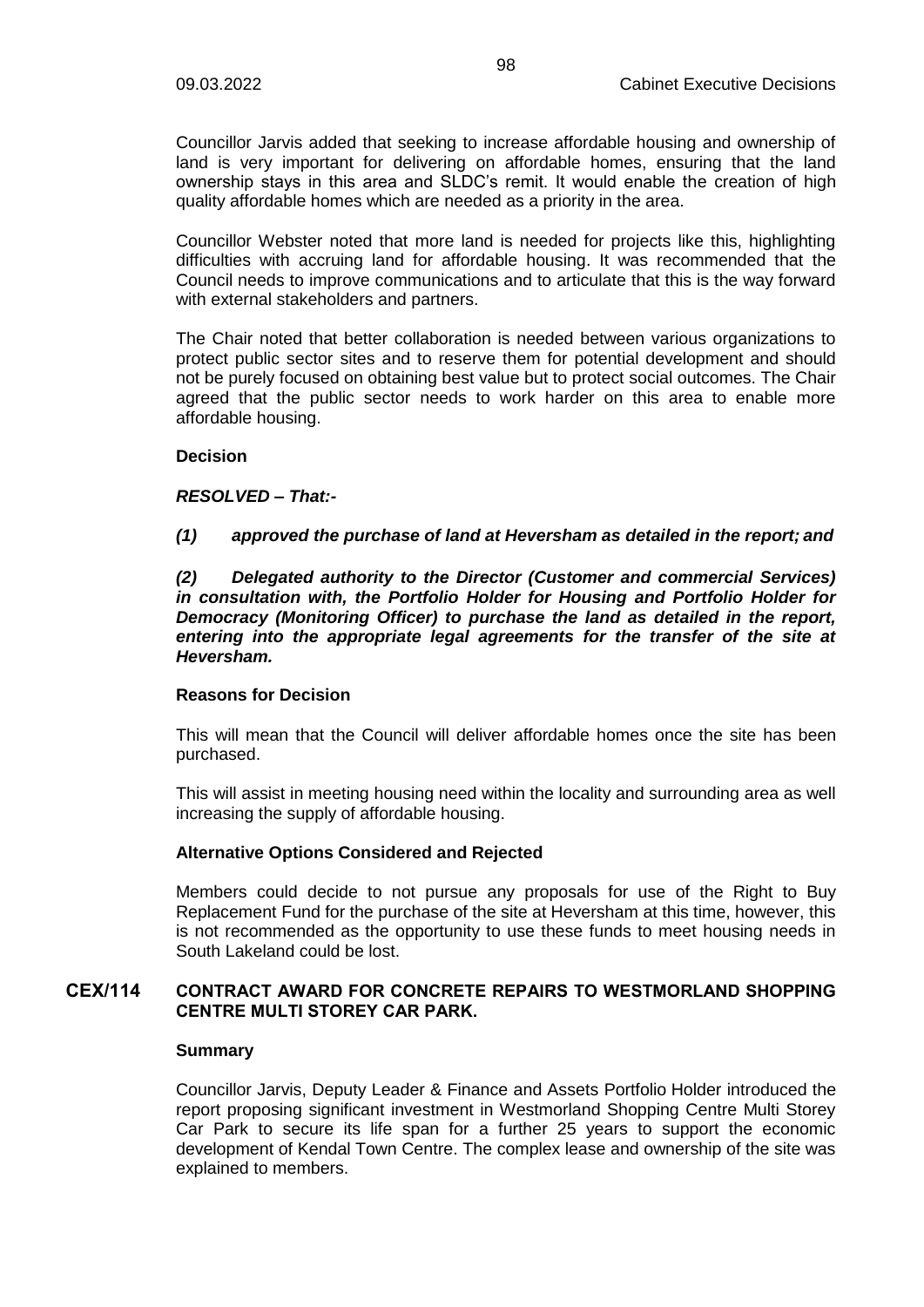Councillor Jarvis added that seeking to increase affordable housing and ownership of land is very important for delivering on affordable homes, ensuring that the land ownership stays in this area and SLDC's remit. It would enable the creation of high quality affordable homes which are needed as a priority in the area.

Councillor Webster noted that more land is needed for projects like this, highlighting difficulties with accruing land for affordable housing. It was recommended that the Council needs to improve communications and to articulate that this is the way forward with external stakeholders and partners.

The Chair noted that better collaboration is needed between various organizations to protect public sector sites and to reserve them for potential development and should not be purely focused on obtaining best value but to protect social outcomes. The Chair agreed that the public sector needs to work harder on this area to enable more affordable housing.

**Decision**

***RESOLVED – That:-***

***(1) approved the purchase of land at Heversham as detailed in the report; and***

***(2) Delegated authority to the Director (Customer and commercial Services) in consultation with, the Portfolio Holder for Housing and Portfolio Holder for Democracy (Monitoring Officer) to purchase the land as detailed in the report, entering into the appropriate legal agreements for the transfer of the site at Heversham.***

**Reasons for Decision**

This will mean that the Council will deliver affordable homes once the site has been purchased.

This will assist in meeting housing need within the locality and surrounding area as well increasing the supply of affordable housing.

**Alternative Options Considered and Rejected**

Members could decide to not pursue any proposals for use of the Right to Buy Replacement Fund for the purchase of the site at Heversham at this time, however, this is not recommended as the opportunity to use these funds to meet housing needs in South Lakeland could be lost.

## CEX/114 CONTRACT AWARD FOR CONCRETE REPAIRS TO WESTMORLAND SHOPPING CENTRE MULTI STOREY CAR PARK.

**Summary**

Councillor Jarvis, Deputy Leader & Finance and Assets Portfolio Holder introduced the report proposing significant investment in Westmorland Shopping Centre Multi Storey Car Park to secure its life span for a further 25 years to support the economic development of Kendal Town Centre. The complex lease and ownership of the site was explained to members.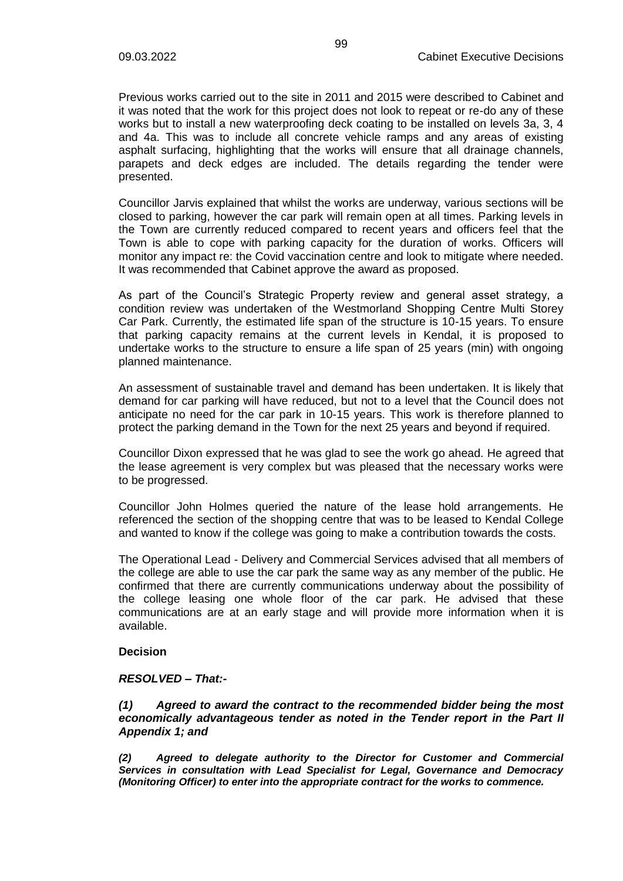Previous works carried out to the site in 2011 and 2015 were described to Cabinet and it was noted that the work for this project does not look to repeat or re-do any of these works but to install a new waterproofing deck coating to be installed on levels 3a, 3, 4 and 4a. This was to include all concrete vehicle ramps and any areas of existing asphalt surfacing, highlighting that the works will ensure that all drainage channels, parapets and deck edges are included. The details regarding the tender were presented.

Councillor Jarvis explained that whilst the works are underway, various sections will be closed to parking, however the car park will remain open at all times. Parking levels in the Town are currently reduced compared to recent years and officers feel that the Town is able to cope with parking capacity for the duration of works. Officers will monitor any impact re: the Covid vaccination centre and look to mitigate where needed. It was recommended that Cabinet approve the award as proposed.

As part of the Council's Strategic Property review and general asset strategy, a condition review was undertaken of the Westmorland Shopping Centre Multi Storey Car Park. Currently, the estimated life span of the structure is 10-15 years. To ensure that parking capacity remains at the current levels in Kendal, it is proposed to undertake works to the structure to ensure a life span of 25 years (min) with ongoing planned maintenance.

An assessment of sustainable travel and demand has been undertaken. It is likely that demand for car parking will have reduced, but not to a level that the Council does not anticipate no need for the car park in 10-15 years. This work is therefore planned to protect the parking demand in the Town for the next 25 years and beyond if required.

Councillor Dixon expressed that he was glad to see the work go ahead. He agreed that the lease agreement is very complex but was pleased that the necessary works were to be progressed.

Councillor John Holmes queried the nature of the lease hold arrangements. He referenced the section of the shopping centre that was to be leased to Kendal College and wanted to know if the college was going to make a contribution towards the costs.

The Operational Lead - Delivery and Commercial Services advised that all members of the college are able to use the car park the same way as any member of the public. He confirmed that there are currently communications underway about the possibility of the college leasing one whole floor of the car park. He advised that these communications are at an early stage and will provide more information when it is available.

**Decision**

***RESOLVED – That:-***

***(1) Agreed to award the contract to the recommended bidder being the most economically advantageous tender as noted in the Tender report in the Part II Appendix 1; and***

***(2) Agreed to delegate authority to the Director for Customer and Commercial Services in consultation with Lead Specialist for Legal, Governance and Democracy (Monitoring Officer) to enter into the appropriate contract for the works to commence.***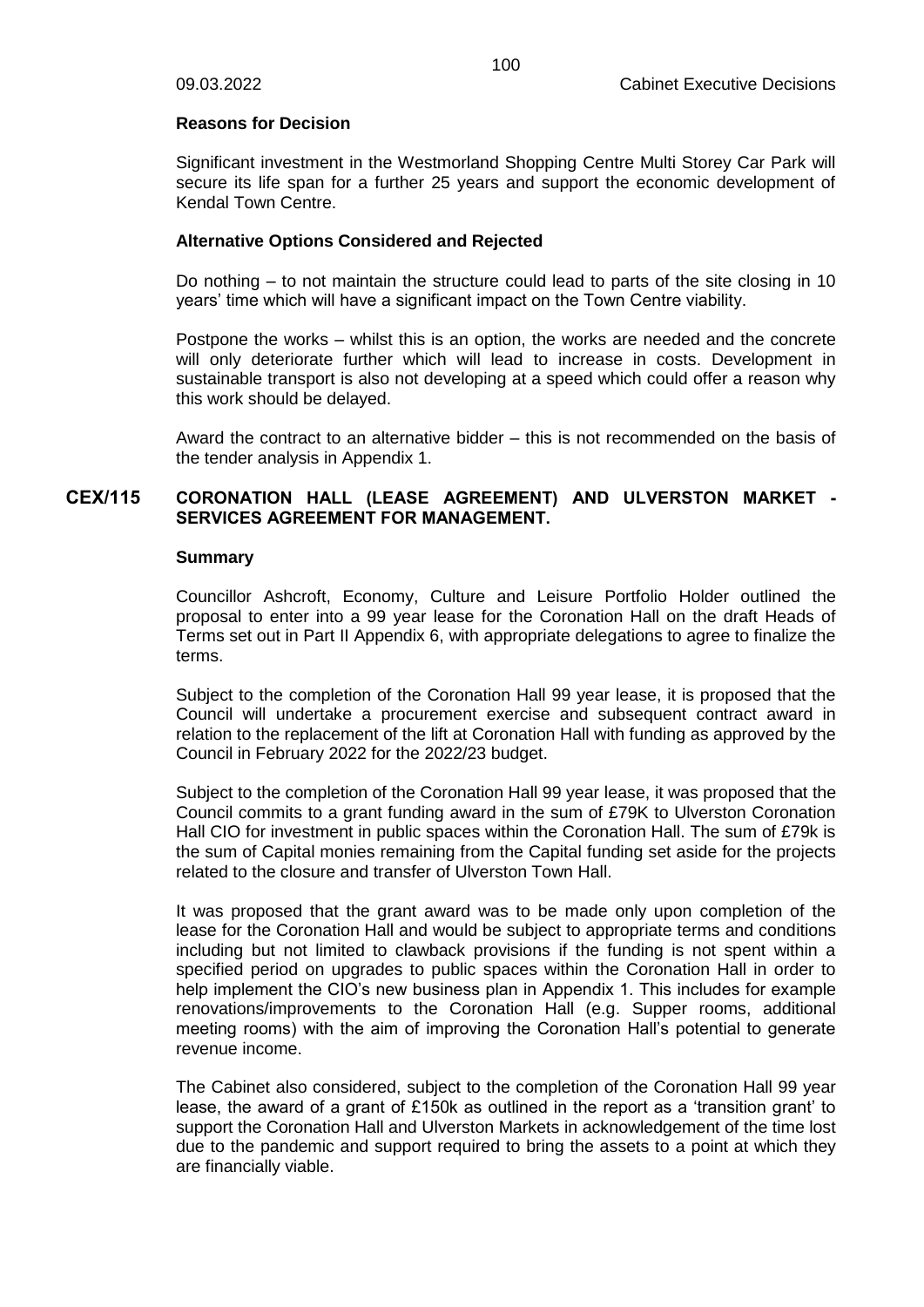### Reasons for Decision

Significant investment in the Westmorland Shopping Centre Multi Storey Car Park will secure its life span for a further 25 years and support the economic development of Kendal Town Centre.

### Alternative Options Considered and Rejected

Do nothing – to not maintain the structure could lead to parts of the site closing in 10 years' time which will have a significant impact on the Town Centre viability.

Postpone the works – whilst this is an option, the works are needed and the concrete will only deteriorate further which will lead to increase in costs. Development in sustainable transport is also not developing at a speed which could offer a reason why this work should be delayed.

Award the contract to an alternative bidder – this is not recommended on the basis of the tender analysis in Appendix 1.

## CEX/115 CORONATION HALL (LEASE AGREEMENT) AND ULVERSTON MARKET - SERVICES AGREEMENT FOR MANAGEMENT.

### Summary

Councillor Ashcroft, Economy, Culture and Leisure Portfolio Holder outlined the proposal to enter into a 99 year lease for the Coronation Hall on the draft Heads of Terms set out in Part II Appendix 6, with appropriate delegations to agree to finalize the terms.

Subject to the completion of the Coronation Hall 99 year lease, it is proposed that the Council will undertake a procurement exercise and subsequent contract award in relation to the replacement of the lift at Coronation Hall with funding as approved by the Council in February 2022 for the 2022/23 budget.

Subject to the completion of the Coronation Hall 99 year lease, it was proposed that the Council commits to a grant funding award in the sum of £79K to Ulverston Coronation Hall CIO for investment in public spaces within the Coronation Hall. The sum of £79k is the sum of Capital monies remaining from the Capital funding set aside for the projects related to the closure and transfer of Ulverston Town Hall.

It was proposed that the grant award was to be made only upon completion of the lease for the Coronation Hall and would be subject to appropriate terms and conditions including but not limited to clawback provisions if the funding is not spent within a specified period on upgrades to public spaces within the Coronation Hall in order to help implement the CIO's new business plan in Appendix 1. This includes for example renovations/improvements to the Coronation Hall (e.g. Supper rooms, additional meeting rooms) with the aim of improving the Coronation Hall's potential to generate revenue income.

The Cabinet also considered, subject to the completion of the Coronation Hall 99 year lease, the award of a grant of £150k as outlined in the report as a 'transition grant' to support the Coronation Hall and Ulverston Markets in acknowledgement of the time lost due to the pandemic and support required to bring the assets to a point at which they are financially viable.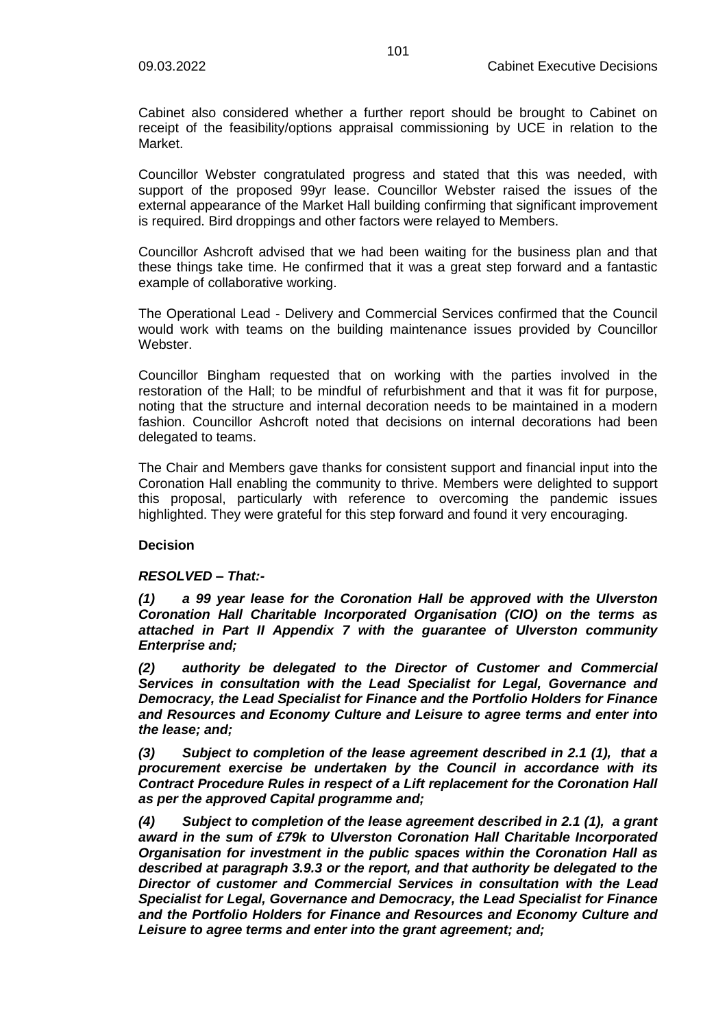Cabinet also considered whether a further report should be brought to Cabinet on receipt of the feasibility/options appraisal commissioning by UCE in relation to the Market.

Councillor Webster congratulated progress and stated that this was needed, with support of the proposed 99yr lease. Councillor Webster raised the issues of the external appearance of the Market Hall building confirming that significant improvement is required. Bird droppings and other factors were relayed to Members.

Councillor Ashcroft advised that we had been waiting for the business plan and that these things take time. He confirmed that it was a great step forward and a fantastic example of collaborative working.

The Operational Lead - Delivery and Commercial Services confirmed that the Council would work with teams on the building maintenance issues provided by Councillor Webster.

Councillor Bingham requested that on working with the parties involved in the restoration of the Hall; to be mindful of refurbishment and that it was fit for purpose, noting that the structure and internal decoration needs to be maintained in a modern fashion. Councillor Ashcroft noted that decisions on internal decorations had been delegated to teams.

The Chair and Members gave thanks for consistent support and financial input into the Coronation Hall enabling the community to thrive. Members were delighted to support this proposal, particularly with reference to overcoming the pandemic issues highlighted. They were grateful for this step forward and found it very encouraging.

**Decision**

***RESOLVED – That:-***

***(1) a 99 year lease for the Coronation Hall be approved with the Ulverston Coronation Hall Charitable Incorporated Organisation (CIO) on the terms as attached in Part II Appendix 7 with the guarantee of Ulverston community Enterprise and;***

***(2) authority be delegated to the Director of Customer and Commercial Services in consultation with the Lead Specialist for Legal, Governance and Democracy, the Lead Specialist for Finance and the Portfolio Holders for Finance and Resources and Economy Culture and Leisure to agree terms and enter into the lease; and;***

***(3) Subject to completion of the lease agreement described in 2.1 (1), that a procurement exercise be undertaken by the Council in accordance with its Contract Procedure Rules in respect of a Lift replacement for the Coronation Hall as per the approved Capital programme and;***

***(4) Subject to completion of the lease agreement described in 2.1 (1), a grant award in the sum of £79k to Ulverston Coronation Hall Charitable Incorporated Organisation for investment in the public spaces within the Coronation Hall as described at paragraph 3.9.3 or the report, and that authority be delegated to the Director of customer and Commercial Services in consultation with the Lead Specialist for Legal, Governance and Democracy, the Lead Specialist for Finance and the Portfolio Holders for Finance and Resources and Economy Culture and Leisure to agree terms and enter into the grant agreement; and;***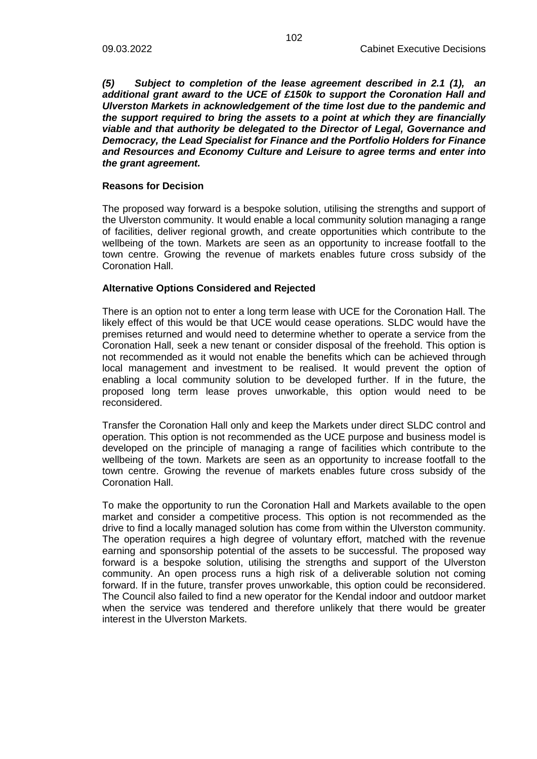***(5) Subject to completion of the lease agreement described in 2.1 (1), an additional grant award to the UCE of £150k to support the Coronation Hall and Ulverston Markets in acknowledgement of the time lost due to the pandemic and the support required to bring the assets to a point at which they are financially viable and that authority be delegated to the Director of Legal, Governance and Democracy, the Lead Specialist for Finance and the Portfolio Holders for Finance and Resources and Economy Culture and Leisure to agree terms and enter into the grant agreement.***

**Reasons for Decision**

The proposed way forward is a bespoke solution, utilising the strengths and support of the Ulverston community. It would enable a local community solution managing a range of facilities, deliver regional growth, and create opportunities which contribute to the wellbeing of the town. Markets are seen as an opportunity to increase footfall to the town centre. Growing the revenue of markets enables future cross subsidy of the Coronation Hall.

**Alternative Options Considered and Rejected**

There is an option not to enter a long term lease with UCE for the Coronation Hall. The likely effect of this would be that UCE would cease operations. SLDC would have the premises returned and would need to determine whether to operate a service from the Coronation Hall, seek a new tenant or consider disposal of the freehold. This option is not recommended as it would not enable the benefits which can be achieved through local management and investment to be realised. It would prevent the option of enabling a local community solution to be developed further. If in the future, the proposed long term lease proves unworkable, this option would need to be reconsidered.

Transfer the Coronation Hall only and keep the Markets under direct SLDC control and operation. This option is not recommended as the UCE purpose and business model is developed on the principle of managing a range of facilities which contribute to the wellbeing of the town. Markets are seen as an opportunity to increase footfall to the town centre. Growing the revenue of markets enables future cross subsidy of the Coronation Hall.

To make the opportunity to run the Coronation Hall and Markets available to the open market and consider a competitive process. This option is not recommended as the drive to find a locally managed solution has come from within the Ulverston community. The operation requires a high degree of voluntary effort, matched with the revenue earning and sponsorship potential of the assets to be successful. The proposed way forward is a bespoke solution, utilising the strengths and support of the Ulverston community. An open process runs a high risk of a deliverable solution not coming forward. If in the future, transfer proves unworkable, this option could be reconsidered. The Council also failed to find a new operator for the Kendal indoor and outdoor market when the service was tendered and therefore unlikely that there would be greater interest in the Ulverston Markets.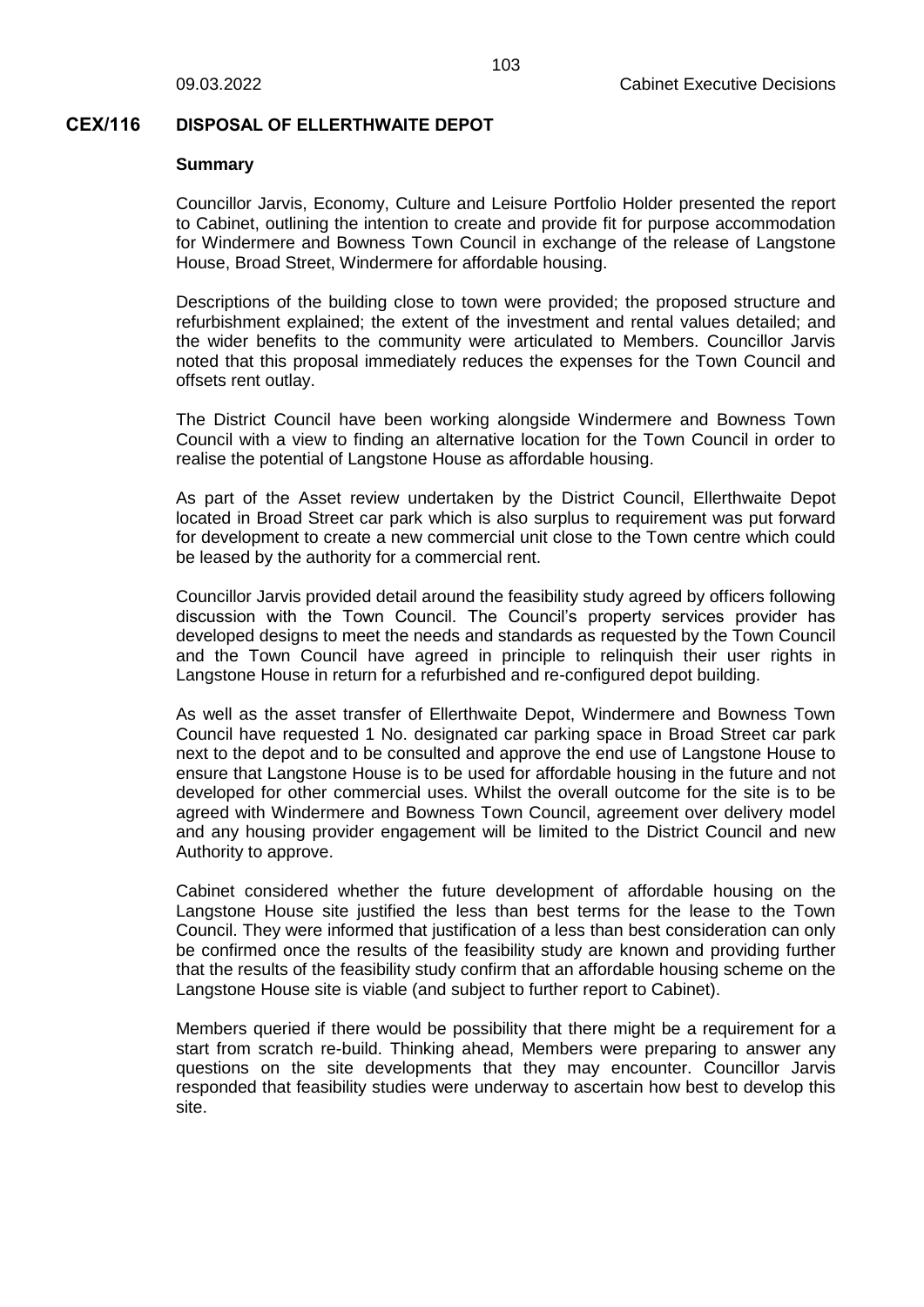## CEX/116 DISPOSAL OF ELLERTHWAITE DEPOT

**Summary**

Councillor Jarvis, Economy, Culture and Leisure Portfolio Holder presented the report to Cabinet, outlining the intention to create and provide fit for purpose accommodation for Windermere and Bowness Town Council in exchange of the release of Langstone House, Broad Street, Windermere for affordable housing.

Descriptions of the building close to town were provided; the proposed structure and refurbishment explained; the extent of the investment and rental values detailed; and the wider benefits to the community were articulated to Members. Councillor Jarvis noted that this proposal immediately reduces the expenses for the Town Council and offsets rent outlay.

The District Council have been working alongside Windermere and Bowness Town Council with a view to finding an alternative location for the Town Council in order to realise the potential of Langstone House as affordable housing.

As part of the Asset review undertaken by the District Council, Ellerthwaite Depot located in Broad Street car park which is also surplus to requirement was put forward for development to create a new commercial unit close to the Town centre which could be leased by the authority for a commercial rent.

Councillor Jarvis provided detail around the feasibility study agreed by officers following discussion with the Town Council. The Council's property services provider has developed designs to meet the needs and standards as requested by the Town Council and the Town Council have agreed in principle to relinquish their user rights in Langstone House in return for a refurbished and re-configured depot building.

As well as the asset transfer of Ellerthwaite Depot, Windermere and Bowness Town Council have requested 1 No. designated car parking space in Broad Street car park next to the depot and to be consulted and approve the end use of Langstone House to ensure that Langstone House is to be used for affordable housing in the future and not developed for other commercial uses. Whilst the overall outcome for the site is to be agreed with Windermere and Bowness Town Council, agreement over delivery model and any housing provider engagement will be limited to the District Council and new Authority to approve.

Cabinet considered whether the future development of affordable housing on the Langstone House site justified the less than best terms for the lease to the Town Council. They were informed that justification of a less than best consideration can only be confirmed once the results of the feasibility study are known and providing further that the results of the feasibility study confirm that an affordable housing scheme on the Langstone House site is viable (and subject to further report to Cabinet).

Members queried if there would be possibility that there might be a requirement for a start from scratch re-build. Thinking ahead, Members were preparing to answer any questions on the site developments that they may encounter. Councillor Jarvis responded that feasibility studies were underway to ascertain how best to develop this site.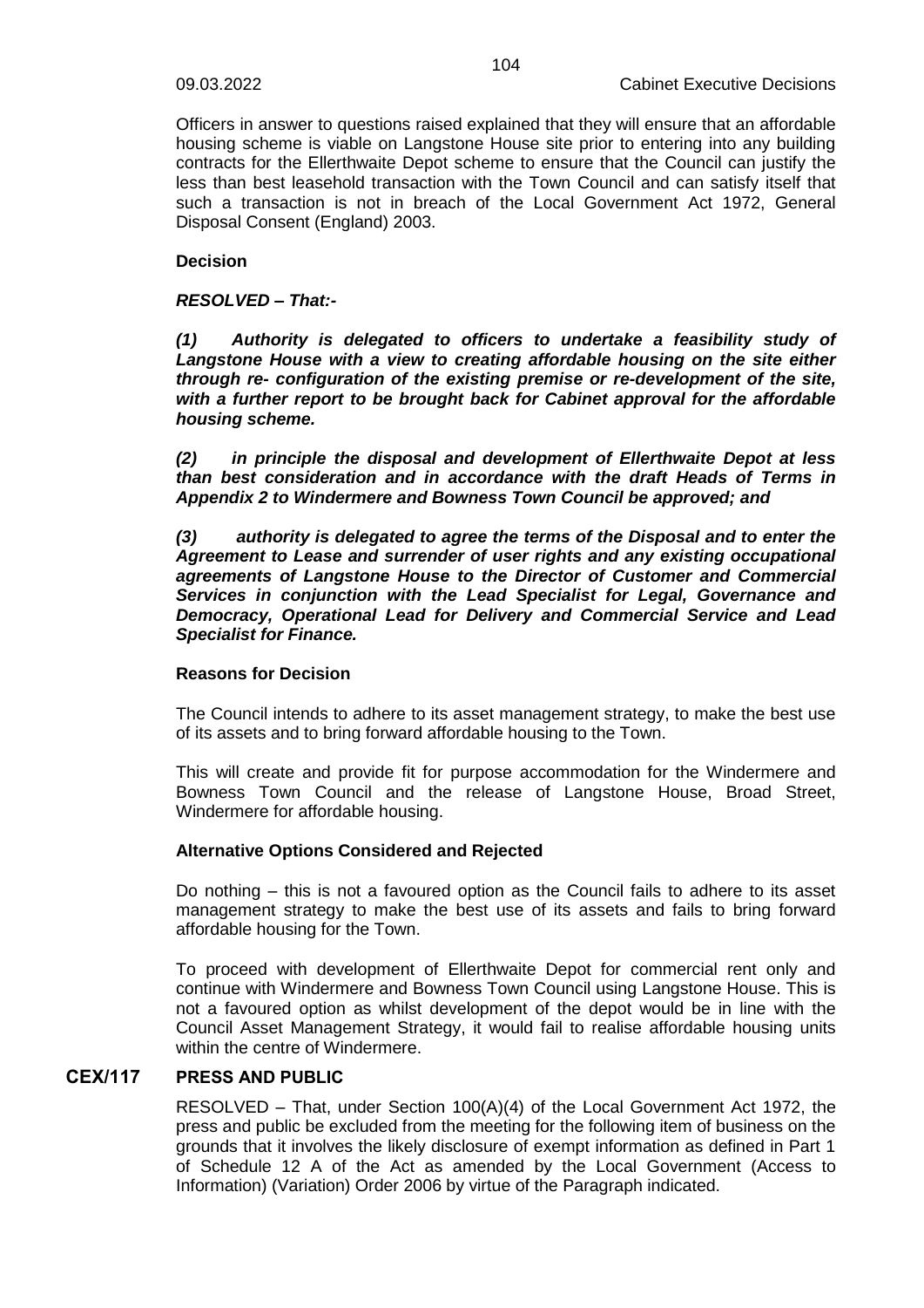Officers in answer to questions raised explained that they will ensure that an affordable housing scheme is viable on Langstone House site prior to entering into any building contracts for the Ellerthwaite Depot scheme to ensure that the Council can justify the less than best leasehold transaction with the Town Council and can satisfy itself that such a transaction is not in breach of the Local Government Act 1972, General Disposal Consent (England) 2003.

**Decision**

***RESOLVED – That:-***

***(1) Authority is delegated to officers to undertake a feasibility study of Langstone House with a view to creating affordable housing on the site either through re- configuration of the existing premise or re-development of the site, with a further report to be brought back for Cabinet approval for the affordable housing scheme.***

***(2) in principle the disposal and development of Ellerthwaite Depot at less than best consideration and in accordance with the draft Heads of Terms in Appendix 2 to Windermere and Bowness Town Council be approved; and***

***(3) authority is delegated to agree the terms of the Disposal and to enter the Agreement to Lease and surrender of user rights and any existing occupational agreements of Langstone House to the Director of Customer and Commercial Services in conjunction with the Lead Specialist for Legal, Governance and Democracy, Operational Lead for Delivery and Commercial Service and Lead Specialist for Finance.***

**Reasons for Decision**

The Council intends to adhere to its asset management strategy, to make the best use of its assets and to bring forward affordable housing to the Town.

This will create and provide fit for purpose accommodation for the Windermere and Bowness Town Council and the release of Langstone House, Broad Street, Windermere for affordable housing.

**Alternative Options Considered and Rejected**

Do nothing – this is not a favoured option as the Council fails to adhere to its asset management strategy to make the best use of its assets and fails to bring forward affordable housing for the Town.

To proceed with development of Ellerthwaite Depot for commercial rent only and continue with Windermere and Bowness Town Council using Langstone House. This is not a favoured option as whilst development of the depot would be in line with the Council Asset Management Strategy, it would fail to realise affordable housing units within the centre of Windermere.

## CEX/117 PRESS AND PUBLIC

RESOLVED – That, under Section 100(A)(4) of the Local Government Act 1972, the press and public be excluded from the meeting for the following item of business on the grounds that it involves the likely disclosure of exempt information as defined in Part 1 of Schedule 12 A of the Act as amended by the Local Government (Access to Information) (Variation) Order 2006 by virtue of the Paragraph indicated.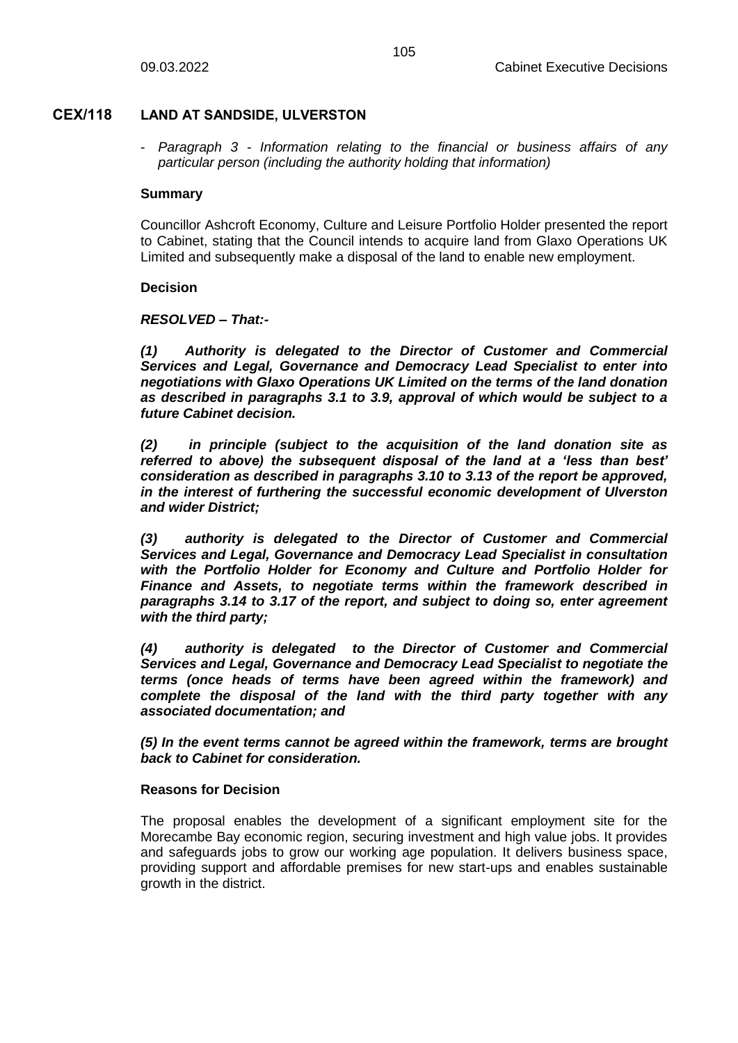## CEX/118 LAND AT SANDSIDE, ULVERSTON

- *Paragraph 3 - Information relating to the financial or business affairs of any particular person (including the authority holding that information)*

### Summary

Councillor Ashcroft Economy, Culture and Leisure Portfolio Holder presented the report to Cabinet, stating that the Council intends to acquire land from Glaxo Operations UK Limited and subsequently make a disposal of the land to enable new employment.

### Decision

***RESOLVED – That:-***

***(1) Authority is delegated to the Director of Customer and Commercial Services and Legal, Governance and Democracy Lead Specialist to enter into negotiations with Glaxo Operations UK Limited on the terms of the land donation as described in paragraphs 3.1 to 3.9, approval of which would be subject to a future Cabinet decision.***

***(2) in principle (subject to the acquisition of the land donation site as referred to above) the subsequent disposal of the land at a 'less than best' consideration as described in paragraphs 3.10 to 3.13 of the report be approved, in the interest of furthering the successful economic development of Ulverston and wider District;***

***(3) authority is delegated to the Director of Customer and Commercial Services and Legal, Governance and Democracy Lead Specialist in consultation with the Portfolio Holder for Economy and Culture and Portfolio Holder for Finance and Assets, to negotiate terms within the framework described in paragraphs 3.14 to 3.17 of the report, and subject to doing so, enter agreement with the third party;***

***(4) authority is delegated to the Director of Customer and Commercial Services and Legal, Governance and Democracy Lead Specialist to negotiate the terms (once heads of terms have been agreed within the framework) and complete the disposal of the land with the third party together with any associated documentation; and***

***(5) In the event terms cannot be agreed within the framework, terms are brought back to Cabinet for consideration.***

### Reasons for Decision

The proposal enables the development of a significant employment site for the Morecambe Bay economic region, securing investment and high value jobs. It provides and safeguards jobs to grow our working age population. It delivers business space, providing support and affordable premises for new start-ups and enables sustainable growth in the district.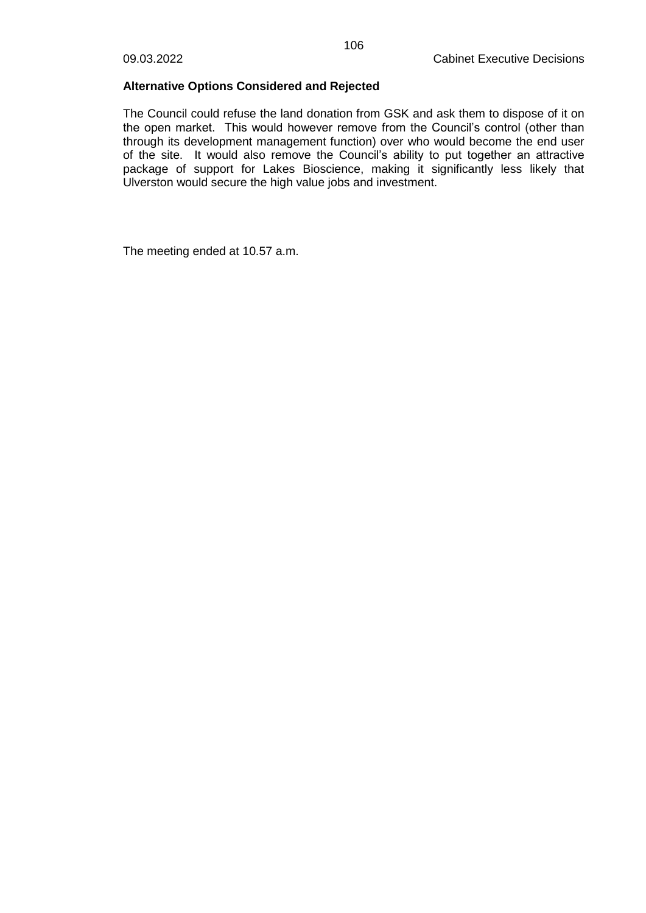**Alternative Options Considered and Rejected**

The Council could refuse the land donation from GSK and ask them to dispose of it on the open market. This would however remove from the Council's control (other than through its development management function) over who would become the end user of the site. It would also remove the Council's ability to put together an attractive package of support for Lakes Bioscience, making it significantly less likely that Ulverston would secure the high value jobs and investment.

The meeting ended at 10.57 a.m.